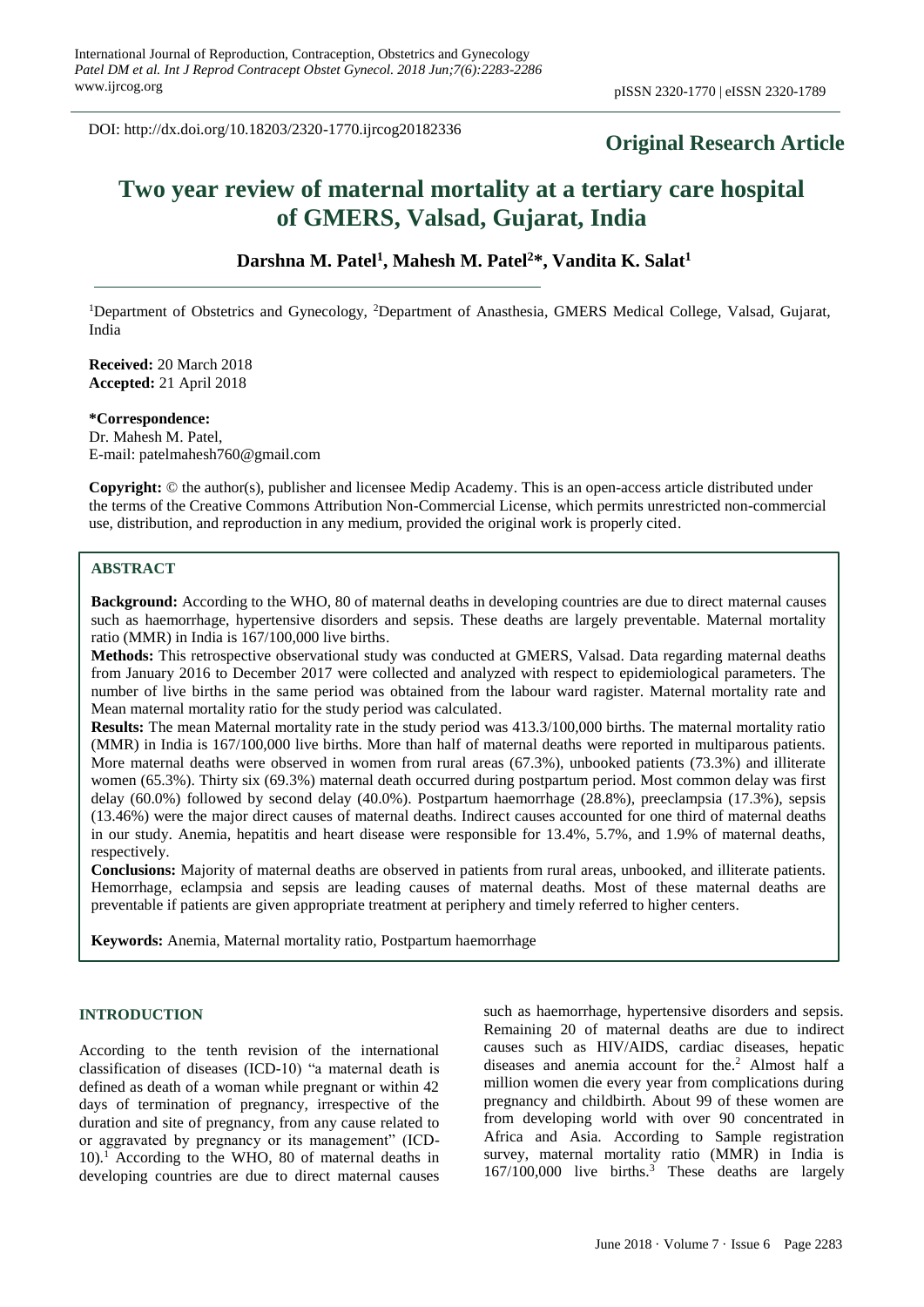DOI: http://dx.doi.org/10.18203/2320-1770.ijrcog20182336

**Original Research Article**

# Two year review of maternal mortality at a tertiary care hospital of GMERS, Valsad, Gujarat, India

**Darshna M. Patel[1], Mahesh M. Patel[2]*, Vandita K. Salat[1]**

[1]Department of Obstetrics and Gynecology, [2]Department of Anasthesia, GMERS Medical College, Valsad, Gujarat, India

**Received:** 20 March 2018
**Accepted:** 21 April 2018

**\*Correspondence:**
Dr. Mahesh M. Patel,
E-mail: patelmahesh760@gmail.com

**Copyright:** © the author(s), publisher and licensee Medip Academy. This is an open-access article distributed under the terms of the Creative Commons Attribution Non-Commercial License, which permits unrestricted non-commercial use, distribution, and reproduction in any medium, provided the original work is properly cited.

## ABSTRACT

**Background:** According to the WHO, 80 of maternal deaths in developing countries are due to direct maternal causes such as haemorrhage, hypertensive disorders and sepsis. These deaths are largely preventable. Maternal mortality ratio (MMR) in India is 167/100,000 live births.

**Methods:** This retrospective observational study was conducted at GMERS, Valsad. Data regarding maternal deaths from January 2016 to December 2017 were collected and analyzed with respect to epidemiological parameters. The number of live births in the same period was obtained from the labour ward ragister. Maternal mortality rate and Mean maternal mortality ratio for the study period was calculated.

**Results:** The mean Maternal mortality rate in the study period was 413.3/100,000 births. The maternal mortality ratio (MMR) in India is 167/100,000 live births. More than half of maternal deaths were reported in multiparous patients. More maternal deaths were observed in women from rural areas (67.3%), unbooked patients (73.3%) and illiterate women (65.3%). Thirty six (69.3%) maternal death occurred during postpartum period. Most common delay was first delay (60.0%) followed by second delay (40.0%). Postpartum haemorrhage (28.8%), preeclampsia (17.3%), sepsis (13.46%) were the major direct causes of maternal deaths. Indirect causes accounted for one third of maternal deaths in our study. Anemia, hepatitis and heart disease were responsible for 13.4%, 5.7%, and 1.9% of maternal deaths, respectively.

**Conclusions:** Majority of maternal deaths are observed in patients from rural areas, unbooked, and illiterate patients. Hemorrhage, eclampsia and sepsis are leading causes of maternal deaths. Most of these maternal deaths are preventable if patients are given appropriate treatment at periphery and timely referred to higher centers.

**Keywords:** Anemia, Maternal mortality ratio, Postpartum haemorrhage

## INTRODUCTION

According to the tenth revision of the international classification of diseases (ICD-10) "a maternal death is defined as death of a woman while pregnant or within 42 days of termination of pregnancy, irrespective of the duration and site of pregnancy, from any cause related to or aggravated by pregnancy or its management" (ICD-10).[1] According to the WHO, 80 of maternal deaths in developing countries are due to direct maternal causes such as haemorrhage, hypertensive disorders and sepsis. Remaining 20 of maternal deaths are due to indirect causes such as HIV/AIDS, cardiac diseases, hepatic diseases and anemia account for the.[2] Almost half a million women die every year from complications during pregnancy and childbirth. About 99 of these women are from developing world with over 90 concentrated in Africa and Asia. According to Sample registration survey, maternal mortality ratio (MMR) in India is 167/100,000 live births.[3] These deaths are largely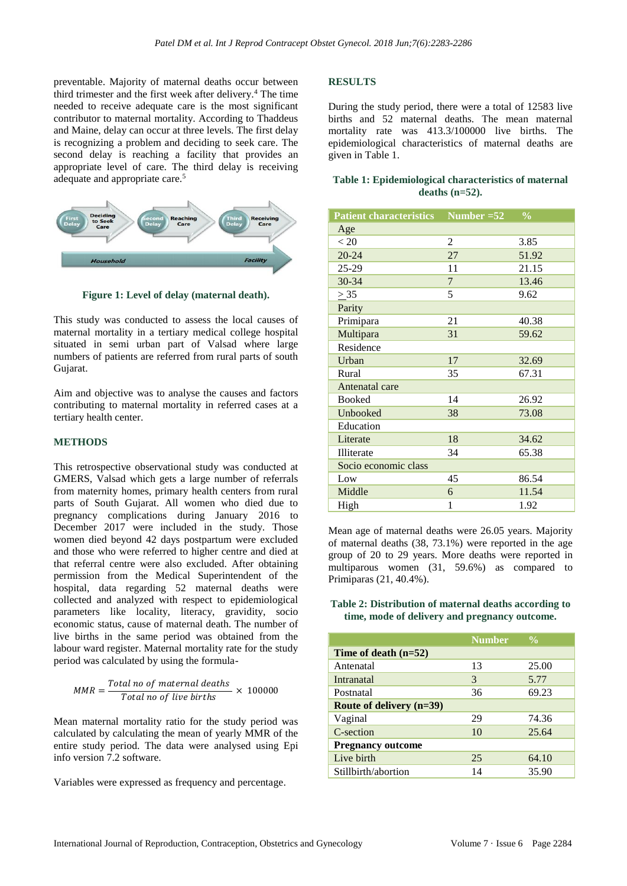preventable. Majority of maternal deaths occur between third trimester and the first week after delivery.[4] The time needed to receive adequate care is the most significant contributor to maternal mortality. According to Thaddeus and Maine, delay can occur at three levels. The first delay is recognizing a problem and deciding to seek care. The second delay is reaching a facility that provides an appropriate level of care. The third delay is receiving adequate and appropriate care.[5]

**Figure 1: Level of delay (maternal death).**

This study was conducted to assess the local causes of maternal mortality in a tertiary medical college hospital situated in semi urban part of Valsad where large numbers of patients are referred from rural parts of south Gujarat.

Aim and objective was to analyse the causes and factors contributing to maternal mortality in referred cases at a tertiary health center.

## METHODS

This retrospective observational study was conducted at GMERS, Valsad which gets a large number of referrals from maternity homes, primary health centers from rural parts of South Gujarat. All women who died due to pregnancy complications during January 2016 to December 2017 were included in the study. Those women died beyond 42 days postpartum were excluded and those who were referred to higher centre and died at that referral centre were also excluded. After obtaining permission from the Medical Superintendent of the hospital, data regarding 52 maternal deaths were collected and analyzed with respect to epidemiological parameters like locality, literacy, gravidity, socio economic status, cause of maternal death. The number of live births in the same period was obtained from the labour ward register. Maternal mortality rate for the study period was calculated by using the formula-

$$MMR = \frac{Total\ no\ of\ maternal\ deaths}{Total\ no\ of\ live\ births} \times 100000$$

Mean maternal mortality ratio for the study period was calculated by calculating the mean of yearly MMR of the entire study period. The data were analysed using Epi info version 7.2 software.

Variables were expressed as frequency and percentage.

## RESULTS

During the study period, there were a total of 12583 live births and 52 maternal deaths. The mean maternal mortality rate was 413.3/100000 live births. The epidemiological characteristics of maternal deaths are given in Table 1.

**Table 1: Epidemiological characteristics of maternal deaths (n=52).**

| Patient characteristics | Number =52 | % |
|---|---|---|
| Age | | |
| < 20 | 2 | 3.85 |
| 20-24 | 27 | 51.92 |
| 25-29 | 11 | 21.15 |
| 30-34 | 7 | 13.46 |
| ≥ 35 | 5 | 9.62 |
| Parity | | |
| Primipara | 21 | 40.38 |
| Multipara | 31 | 59.62 |
| Residence | | |
| Urban | 17 | 32.69 |
| Rural | 35 | 67.31 |
| Antenatal care | | |
| Booked | 14 | 26.92 |
| Unbooked | 38 | 73.08 |
| Education | | |
| Literate | 18 | 34.62 |
| Illiterate | 34 | 65.38 |
| Socio economic class | | |
| Low | 45 | 86.54 |
| Middle | 6 | 11.54 |
| High | 1 | 1.92 |

Mean age of maternal deaths were 26.05 years. Majority of maternal deaths (38, 73.1%) were reported in the age group of 20 to 29 years. More deaths were reported in multiparous women (31, 59.6%) as compared to Primiparas (21, 40.4%).

**Table 2: Distribution of maternal deaths according to time, mode of delivery and pregnancy outcome.**

| | Number | % |
|---|---|---|
| **Time of death (n=52)** | | |
| Antenatal | 13 | 25.00 |
| Intranatal | 3 | 5.77 |
| Postnatal | 36 | 69.23 |
| **Route of delivery (n=39)** | | |
| Vaginal | 29 | 74.36 |
| C-section | 10 | 25.64 |
| **Pregnancy outcome** | | |
| Live birth | 25 | 64.10 |
| Stillbirth/abortion | 14 | 35.90 |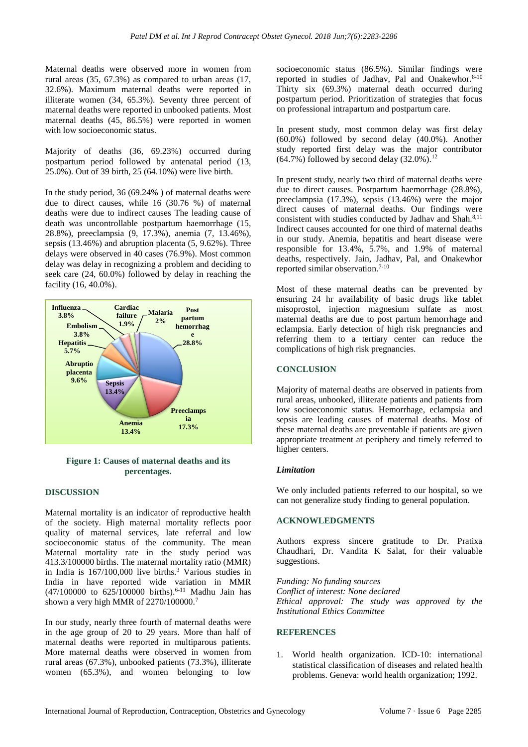Maternal deaths were observed more in women from rural areas (35, 67.3%) as compared to urban areas (17, 32.6%). Maximum maternal deaths were reported in illiterate women (34, 65.3%). Seventy three percent of maternal deaths were reported in unbooked patients. Most maternal deaths (45, 86.5%) were reported in women with low socioeconomic status.

Majority of deaths (36, 69.23%) occurred during postpartum period followed by antenatal period (13, 25.0%). Out of 39 birth, 25 (64.10%) were live birth.

In the study period, 36 (69.24% ) of maternal deaths were due to direct causes, while 16 (30.76 %) of maternal deaths were due to indirect causes The leading cause of death was uncontrollable postpartum haemorrhage (15, 28.8%), preeclampsia (9, 17.3%), anemia (7, 13.46%), sepsis (13.46%) and abruption placenta (5, 9.62%). Three delays were observed in 40 cases (76.9%). Most common delay was delay in recognizing a problem and deciding to seek care (24, 60.0%) followed by delay in reaching the facility (16, 40.0%).

Influenza 3.8%, Cardiac failure 1.9%, Malaria 2%, Post partum hemorrhage 28.8%, Embolism 3.8%, Hepatitis 5.7%, Abruptio placenta 9.6%, Sepsis 13.4%, Anemia 13.4%, Preeclampsia 17.3%

**Figure 1: Causes of maternal deaths and its percentages.**

## DISCUSSION

Maternal mortality is an indicator of reproductive health of the society. High maternal mortality reflects poor quality of maternal services, late referral and low socioeconomic status of the community. The mean Maternal mortality rate in the study period was 413.3/100000 births. The maternal mortality ratio (MMR) in India is 167/100,000 live births.[3] Various studies in India in have reported wide variation in MMR (47/100000 to 625/100000 births).[6-11] Madhu Jain has shown a very high MMR of 2270/100000.[7]

In our study, nearly three fourth of maternal deaths were in the age group of 20 to 29 years. More than half of maternal deaths were reported in multiparous patients. More maternal deaths were observed in women from rural areas (67.3%), unbooked patients (73.3%), illiterate women (65.3%), and women belonging to low socioeconomic status (86.5%). Similar findings were reported in studies of Jadhav, Pal and Onakewhor.[8-10] Thirty six (69.3%) maternal death occurred during postpartum period. Prioritization of strategies that focus on professional intrapartum and postpartum care.

In present study, most common delay was first delay (60.0%) followed by second delay (40.0%). Another study reported first delay was the major contributor (64.7%) followed by second delay (32.0%).[12]

In present study, nearly two third of maternal deaths were due to direct causes. Postpartum haemorrhage (28.8%), preeclampsia (17.3%), sepsis (13.46%) were the major direct causes of maternal deaths. Our findings were consistent with studies conducted by Jadhav and Shah.[8,11] Indirect causes accounted for one third of maternal deaths in our study. Anemia, hepatitis and heart disease were responsible for 13.4%, 5.7%, and 1.9% of maternal deaths, respectively. Jain, Jadhav, Pal, and Onakewhor reported similar observation.[7-10]

Most of these maternal deaths can be prevented by ensuring 24 hr availability of basic drugs like tablet misoprostol, injection magnesium sulfate as most maternal deaths are due to post partum hemorrhage and eclampsia. Early detection of high risk pregnancies and referring them to a tertiary center can reduce the complications of high risk pregnancies.

## CONCLUSION

Majority of maternal deaths are observed in patients from rural areas, unbooked, illiterate patients and patients from low socioeconomic status. Hemorrhage, eclampsia and sepsis are leading causes of maternal deaths. Most of these maternal deaths are preventable if patients are given appropriate treatment at periphery and timely referred to higher centers.

### *Limitation*

We only included patients referred to our hospital, so we can not generalize study finding to general population.

## ACKNOWLEDGMENTS

Authors express sincere gratitude to Dr. Pratixa Chaudhari, Dr. Vandita K Salat, for their valuable suggestions.

*Funding: No funding sources*
*Conflict of interest: None declared*
*Ethical approval: The study was approved by the Institutional Ethics Committee*

## REFERENCES

1. World health organization. ICD-10: international statistical classification of diseases and related health problems. Geneva: world health organization; 1992.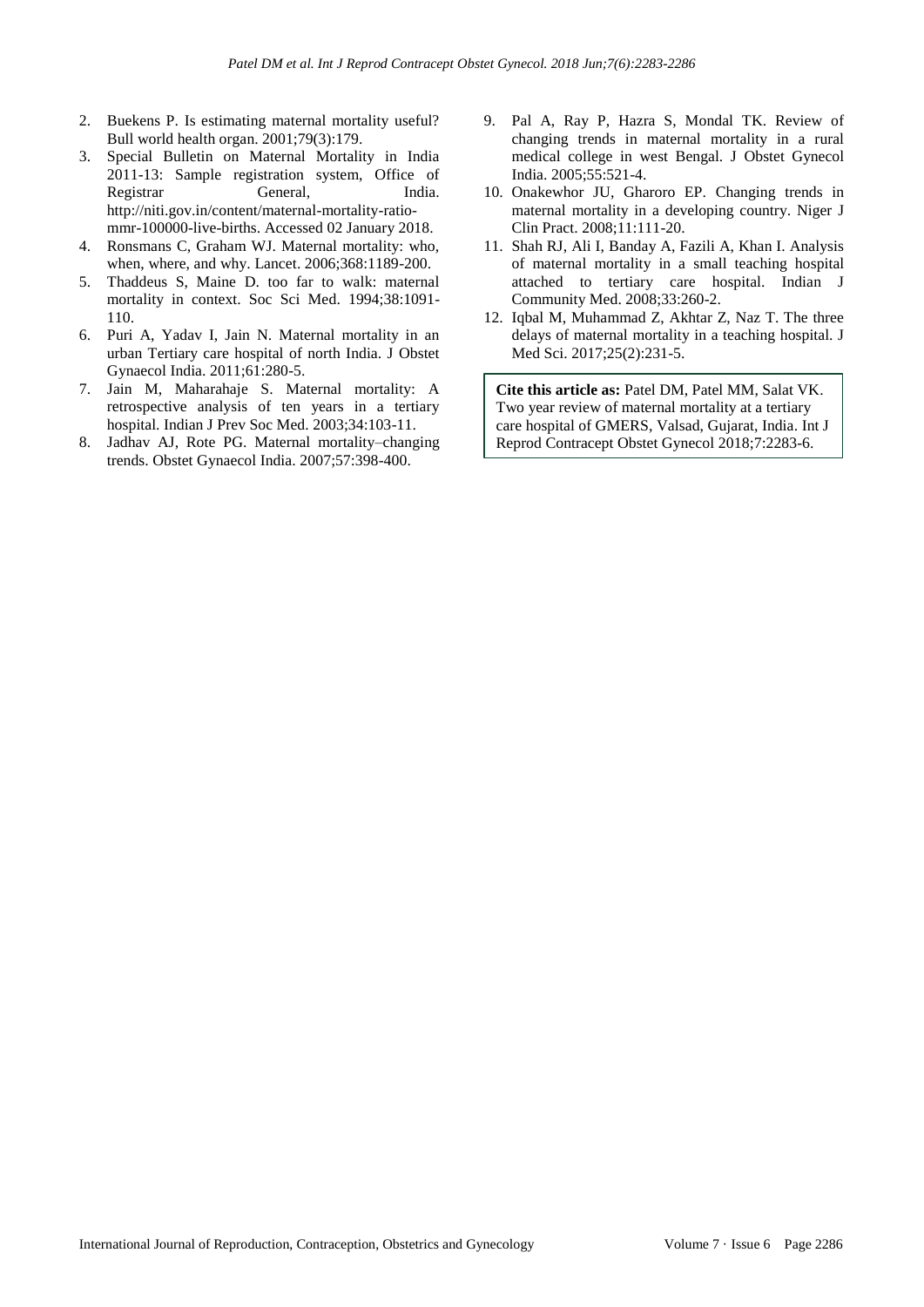2. Buekens P. Is estimating maternal mortality useful? Bull world health organ. 2001;79(3):179.
3. Special Bulletin on Maternal Mortality in India 2011-13: Sample registration system, Office of Registrar General, India. http://niti.gov.in/content/maternal-mortality-ratio-mmr-100000-live-births. Accessed 02 January 2018.
4. Ronsmans C, Graham WJ. Maternal mortality: who, when, where, and why. Lancet. 2006;368:1189-200.
5. Thaddeus S, Maine D. too far to walk: maternal mortality in context. Soc Sci Med. 1994;38:1091-110.
6. Puri A, Yadav I, Jain N. Maternal mortality in an urban Tertiary care hospital of north India. J Obstet Gynaecol India. 2011;61:280-5.
7. Jain M, Maharahaje S. Maternal mortality: A retrospective analysis of ten years in a tertiary hospital. Indian J Prev Soc Med. 2003;34:103-11.
8. Jadhav AJ, Rote PG. Maternal mortality–changing trends. Obstet Gynaecol India. 2007;57:398-400.
9. Pal A, Ray P, Hazra S, Mondal TK. Review of changing trends in maternal mortality in a rural medical college in west Bengal. J Obstet Gynecol India. 2005;55:521-4.
10. Onakewhor JU, Gharoro EP. Changing trends in maternal mortality in a developing country. Niger J Clin Pract. 2008;11:111-20.
11. Shah RJ, Ali I, Banday A, Fazili A, Khan I. Analysis of maternal mortality in a small teaching hospital attached to tertiary care hospital. Indian J Community Med. 2008;33:260-2.
12. Iqbal M, Muhammad Z, Akhtar Z, Naz T. The three delays of maternal mortality in a teaching hospital. J Med Sci. 2017;25(2):231-5.

**Cite this article as:** Patel DM, Patel MM, Salat VK. Two year review of maternal mortality at a tertiary care hospital of GMERS, Valsad, Gujarat, India. Int J Reprod Contracept Obstet Gynecol 2018;7:2283-6.